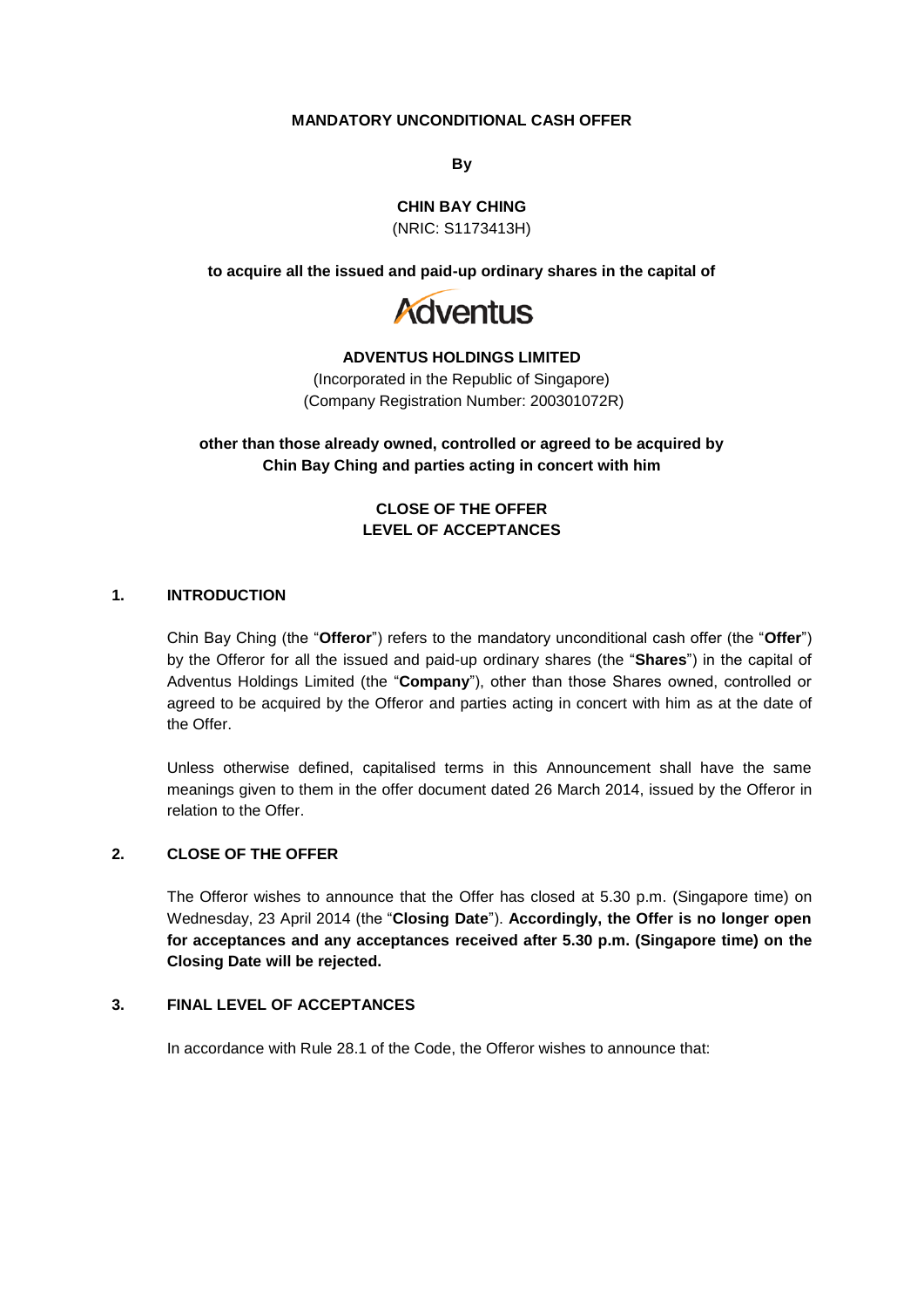**MANDATORY UNCONDITIONAL CASH OFFER**

**By**

**CHIN BAY CHING**

(NRIC: S1173413H)

**to acquire all the issued and paid-up ordinary shares in the capital of**

Adventus

**ADVENTUS HOLDINGS LIMITED**

(Incorporated in the Republic of Singapore)
(Company Registration Number: 200301072R)

**other than those already owned, controlled or agreed to be acquired by Chin Bay Ching and parties acting in concert with him**

**CLOSE OF THE OFFER**
**LEVEL OF ACCEPTANCES**

## 1. INTRODUCTION

Chin Bay Ching (the "**Offeror**") refers to the mandatory unconditional cash offer (the "**Offer**") by the Offeror for all the issued and paid-up ordinary shares (the "**Shares**") in the capital of Adventus Holdings Limited (the "**Company**"), other than those Shares owned, controlled or agreed to be acquired by the Offeror and parties acting in concert with him as at the date of the Offer.

Unless otherwise defined, capitalised terms in this Announcement shall have the same meanings given to them in the offer document dated 26 March 2014, issued by the Offeror in relation to the Offer.

## 2. CLOSE OF THE OFFER

The Offeror wishes to announce that the Offer has closed at 5.30 p.m. (Singapore time) on Wednesday, 23 April 2014 (the "**Closing Date**"). **Accordingly, the Offer is no longer open for acceptances and any acceptances received after 5.30 p.m. (Singapore time) on the Closing Date will be rejected.**

## 3. FINAL LEVEL OF ACCEPTANCES

In accordance with Rule 28.1 of the Code, the Offeror wishes to announce that: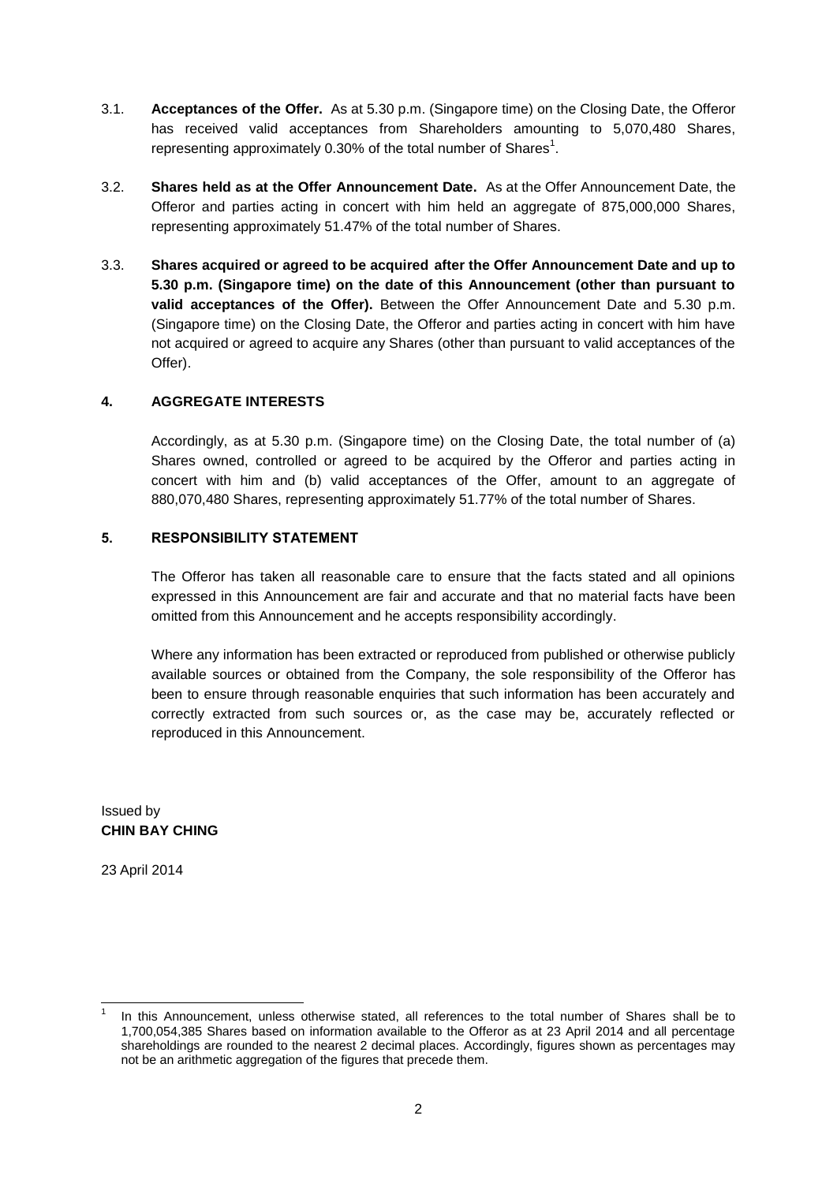3.1. **Acceptances of the Offer.** As at 5.30 p.m. (Singapore time) on the Closing Date, the Offeror has received valid acceptances from Shareholders amounting to 5,070,480 Shares, representing approximately 0.30% of the total number of Shares[1].

3.2. **Shares held as at the Offer Announcement Date.** As at the Offer Announcement Date, the Offeror and parties acting in concert with him held an aggregate of 875,000,000 Shares, representing approximately 51.47% of the total number of Shares.

3.3. **Shares acquired or agreed to be acquired after the Offer Announcement Date and up to 5.30 p.m. (Singapore time) on the date of this Announcement (other than pursuant to valid acceptances of the Offer).** Between the Offer Announcement Date and 5.30 p.m. (Singapore time) on the Closing Date, the Offeror and parties acting in concert with him have not acquired or agreed to acquire any Shares (other than pursuant to valid acceptances of the Offer).

## 4. AGGREGATE INTERESTS

Accordingly, as at 5.30 p.m. (Singapore time) on the Closing Date, the total number of (a) Shares owned, controlled or agreed to be acquired by the Offeror and parties acting in concert with him and (b) valid acceptances of the Offer, amount to an aggregate of 880,070,480 Shares, representing approximately 51.77% of the total number of Shares.

## 5. RESPONSIBILITY STATEMENT

The Offeror has taken all reasonable care to ensure that the facts stated and all opinions expressed in this Announcement are fair and accurate and that no material facts have been omitted from this Announcement and he accepts responsibility accordingly.

Where any information has been extracted or reproduced from published or otherwise publicly available sources or obtained from the Company, the sole responsibility of the Offeror has been to ensure through reasonable enquiries that such information has been accurately and correctly extracted from such sources or, as the case may be, accurately reflected or reproduced in this Announcement.

Issued by
**CHIN BAY CHING**

23 April 2014

---

[1] In this Announcement, unless otherwise stated, all references to the total number of Shares shall be to 1,700,054,385 Shares based on information available to the Offeror as at 23 April 2014 and all percentage shareholdings are rounded to the nearest 2 decimal places. Accordingly, figures shown as percentages may not be an arithmetic aggregation of the figures that precede them.